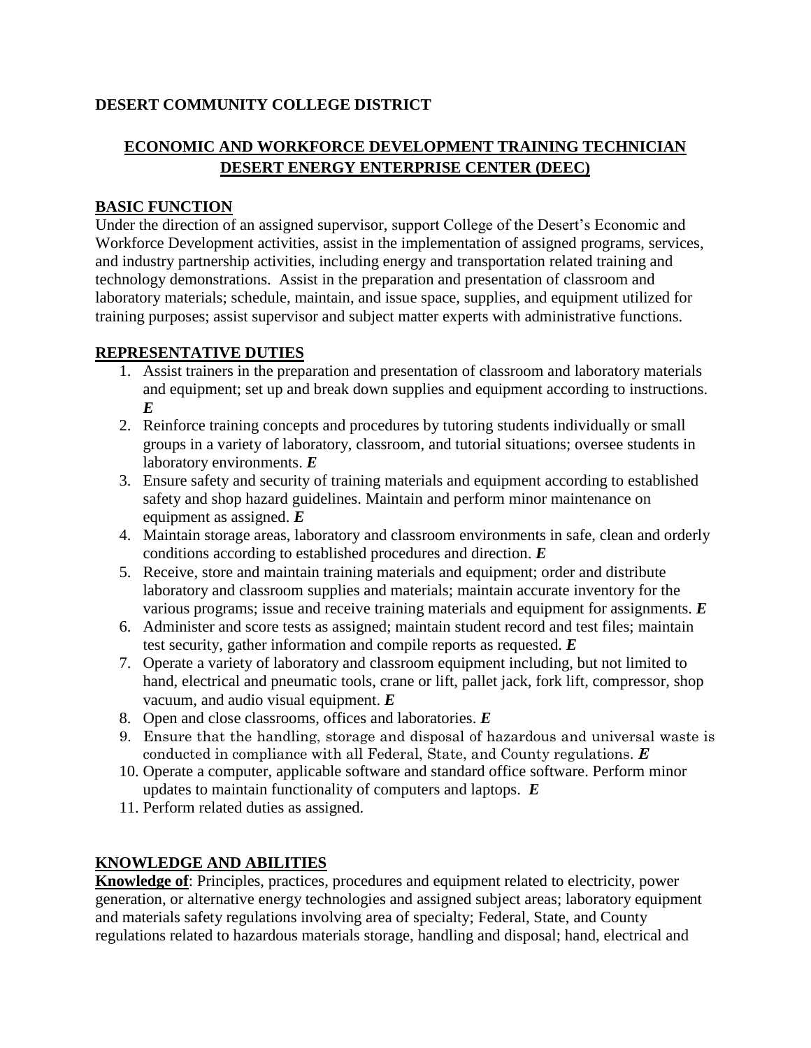**DESERT COMMUNITY COLLEGE DISTRICT**

## ECONOMIC AND WORKFORCE DEVELOPMENT TRAINING TECHNICIAN DESERT ENERGY ENTERPRISE CENTER (DEEC)

### BASIC FUNCTION

Under the direction of an assigned supervisor, support College of the Desert's Economic and Workforce Development activities, assist in the implementation of assigned programs, services, and industry partnership activities, including energy and transportation related training and technology demonstrations. Assist in the preparation and presentation of classroom and laboratory materials; schedule, maintain, and issue space, supplies, and equipment utilized for training purposes; assist supervisor and subject matter experts with administrative functions.

### REPRESENTATIVE DUTIES

1. Assist trainers in the preparation and presentation of classroom and laboratory materials and equipment; set up and break down supplies and equipment according to instructions. ***E***
2. Reinforce training concepts and procedures by tutoring students individually or small groups in a variety of laboratory, classroom, and tutorial situations; oversee students in laboratory environments. ***E***
3. Ensure safety and security of training materials and equipment according to established safety and shop hazard guidelines. Maintain and perform minor maintenance on equipment as assigned. ***E***
4. Maintain storage areas, laboratory and classroom environments in safe, clean and orderly conditions according to established procedures and direction. ***E***
5. Receive, store and maintain training materials and equipment; order and distribute laboratory and classroom supplies and materials; maintain accurate inventory for the various programs; issue and receive training materials and equipment for assignments. ***E***
6. Administer and score tests as assigned; maintain student record and test files; maintain test security, gather information and compile reports as requested. ***E***
7. Operate a variety of laboratory and classroom equipment including, but not limited to hand, electrical and pneumatic tools, crane or lift, pallet jack, fork lift, compressor, shop vacuum, and audio visual equipment. ***E***
8. Open and close classrooms, offices and laboratories. ***E***
9. Ensure that the handling, storage and disposal of hazardous and universal waste is conducted in compliance with all Federal, State, and County regulations. ***E***
10. Operate a computer, applicable software and standard office software. Perform minor updates to maintain functionality of computers and laptops. ***E***
11. Perform related duties as assigned.

### KNOWLEDGE AND ABILITIES

**Knowledge of**: Principles, practices, procedures and equipment related to electricity, power generation, or alternative energy technologies and assigned subject areas; laboratory equipment and materials safety regulations involving area of specialty; Federal, State, and County regulations related to hazardous materials storage, handling and disposal; hand, electrical and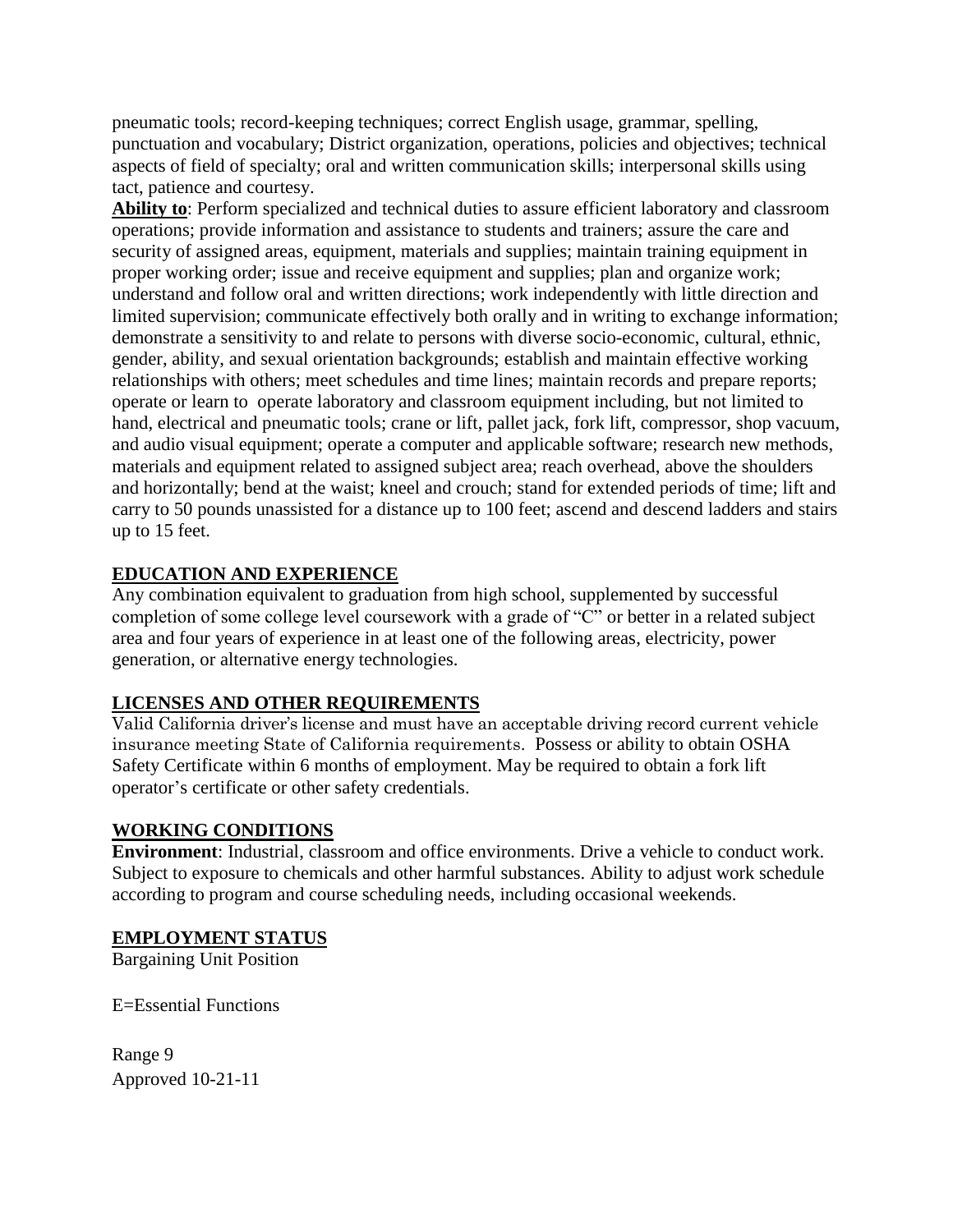pneumatic tools; record-keeping techniques; correct English usage, grammar, spelling, punctuation and vocabulary; District organization, operations, policies and objectives; technical aspects of field of specialty; oral and written communication skills; interpersonal skills using tact, patience and courtesy.

**Ability to**: Perform specialized and technical duties to assure efficient laboratory and classroom operations; provide information and assistance to students and trainers; assure the care and security of assigned areas, equipment, materials and supplies; maintain training equipment in proper working order; issue and receive equipment and supplies; plan and organize work; understand and follow oral and written directions; work independently with little direction and limited supervision; communicate effectively both orally and in writing to exchange information; demonstrate a sensitivity to and relate to persons with diverse socio-economic, cultural, ethnic, gender, ability, and sexual orientation backgrounds; establish and maintain effective working relationships with others; meet schedules and time lines; maintain records and prepare reports; operate or learn to operate laboratory and classroom equipment including, but not limited to hand, electrical and pneumatic tools; crane or lift, pallet jack, fork lift, compressor, shop vacuum, and audio visual equipment; operate a computer and applicable software; research new methods, materials and equipment related to assigned subject area; reach overhead, above the shoulders and horizontally; bend at the waist; kneel and crouch; stand for extended periods of time; lift and carry to 50 pounds unassisted for a distance up to 100 feet; ascend and descend ladders and stairs up to 15 feet.

## EDUCATION AND EXPERIENCE

Any combination equivalent to graduation from high school, supplemented by successful completion of some college level coursework with a grade of "C" or better in a related subject area and four years of experience in at least one of the following areas, electricity, power generation, or alternative energy technologies.

## LICENSES AND OTHER REQUIREMENTS

Valid California driver's license and must have an acceptable driving record current vehicle insurance meeting State of California requirements. Possess or ability to obtain OSHA Safety Certificate within 6 months of employment. May be required to obtain a fork lift operator's certificate or other safety credentials.

## WORKING CONDITIONS

**Environment**: Industrial, classroom and office environments. Drive a vehicle to conduct work. Subject to exposure to chemicals and other harmful substances. Ability to adjust work schedule according to program and course scheduling needs, including occasional weekends.

## EMPLOYMENT STATUS

Bargaining Unit Position

E=Essential Functions

Range 9
Approved 10-21-11